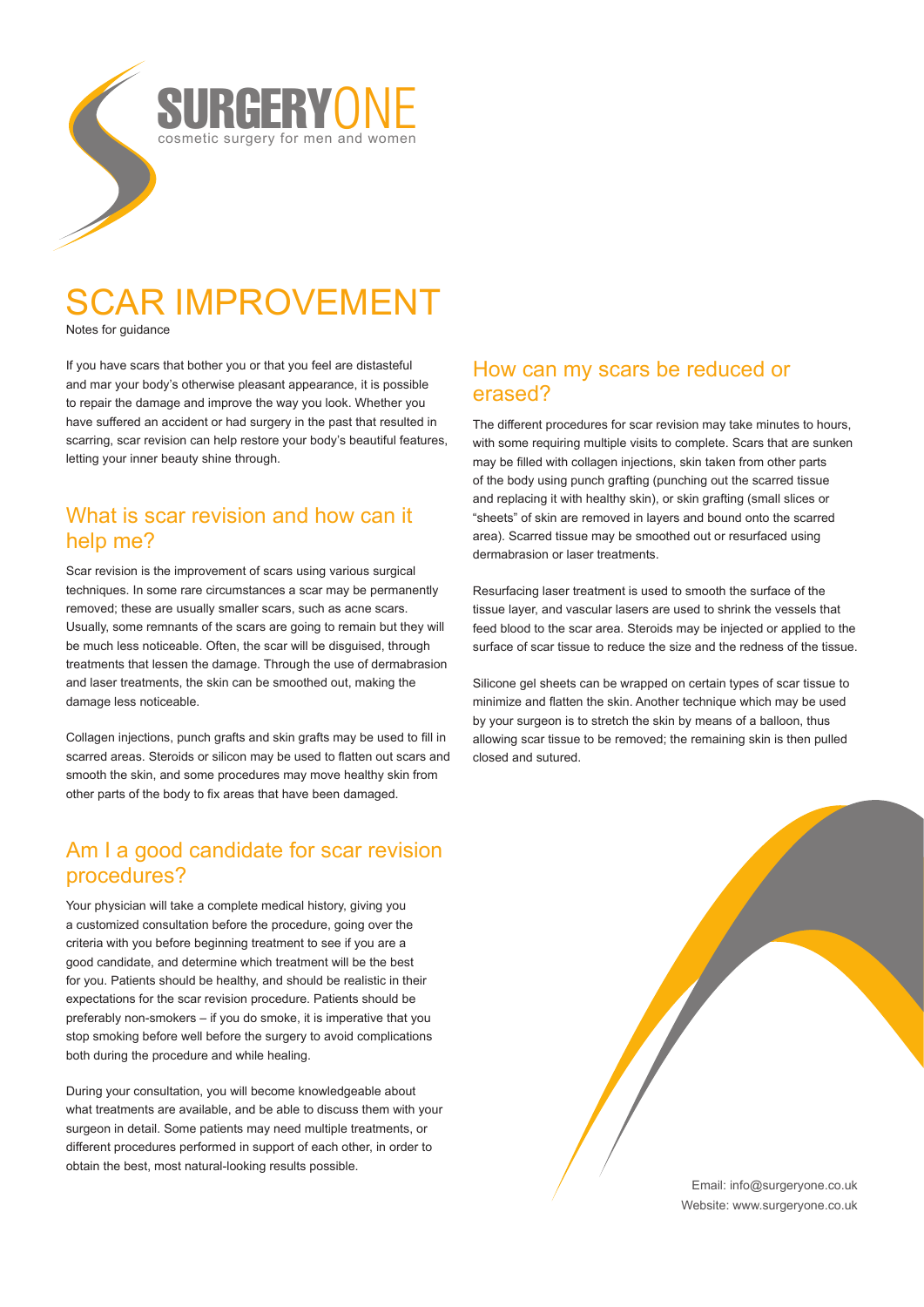SURGERYONE

cosmetic surgery for men and women

# SCAR IMPROVEMENT

Notes for guidance

If you have scars that bother you or that you feel are distasteful and mar your body's otherwise pleasant appearance, it is possible to repair the damage and improve the way you look. Whether you have suffered an accident or had surgery in the past that resulted in scarring, scar revision can help restore your body's beautiful features, letting your inner beauty shine through.

## What is scar revision and how can it help me?

Scar revision is the improvement of scars using various surgical techniques. In some rare circumstances a scar may be permanently removed; these are usually smaller scars, such as acne scars. Usually, some remnants of the scars are going to remain but they will be much less noticeable. Often, the scar will be disguised, through treatments that lessen the damage. Through the use of dermabrasion and laser treatments, the skin can be smoothed out, making the damage less noticeable.

Collagen injections, punch grafts and skin grafts may be used to fill in scarred areas. Steroids or silicon may be used to flatten out scars and smooth the skin, and some procedures may move healthy skin from other parts of the body to fix areas that have been damaged.

## Am I a good candidate for scar revision procedures?

Your physician will take a complete medical history, giving you a customized consultation before the procedure, going over the criteria with you before beginning treatment to see if you are a good candidate, and determine which treatment will be the best for you. Patients should be healthy, and should be realistic in their expectations for the scar revision procedure. Patients should be preferably non-smokers – if you do smoke, it is imperative that you stop smoking before well before the surgery to avoid complications both during the procedure and while healing.

During your consultation, you will become knowledgeable about what treatments are available, and be able to discuss them with your surgeon in detail. Some patients may need multiple treatments, or different procedures performed in support of each other, in order to obtain the best, most natural-looking results possible.

## How can my scars be reduced or erased?

The different procedures for scar revision may take minutes to hours, with some requiring multiple visits to complete. Scars that are sunken may be filled with collagen injections, skin taken from other parts of the body using punch grafting (punching out the scarred tissue and replacing it with healthy skin), or skin grafting (small slices or "sheets" of skin are removed in layers and bound onto the scarred area). Scarred tissue may be smoothed out or resurfaced using dermabrasion or laser treatments.

Resurfacing laser treatment is used to smooth the surface of the tissue layer, and vascular lasers are used to shrink the vessels that feed blood to the scar area. Steroids may be injected or applied to the surface of scar tissue to reduce the size and the redness of the tissue.

Silicone gel sheets can be wrapped on certain types of scar tissue to minimize and flatten the skin. Another technique which may be used by your surgeon is to stretch the skin by means of a balloon, thus allowing scar tissue to be removed; the remaining skin is then pulled closed and sutured.

Email: info@surgeryone.co.uk
Website: www.surgeryone.co.uk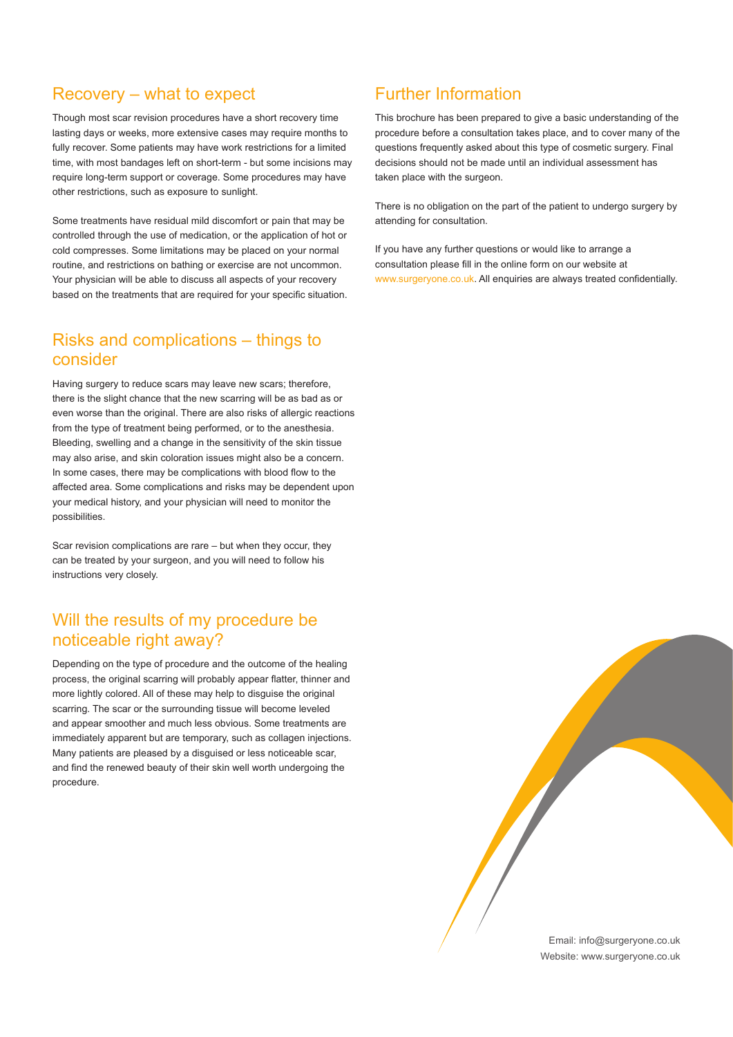## Recovery – what to expect

Though most scar revision procedures have a short recovery time lasting days or weeks, more extensive cases may require months to fully recover. Some patients may have work restrictions for a limited time, with most bandages left on short-term - but some incisions may require long-term support or coverage. Some procedures may have other restrictions, such as exposure to sunlight.

Some treatments have residual mild discomfort or pain that may be controlled through the use of medication, or the application of hot or cold compresses. Some limitations may be placed on your normal routine, and restrictions on bathing or exercise are not uncommon. Your physician will be able to discuss all aspects of your recovery based on the treatments that are required for your specific situation.

## Risks and complications – things to consider

Having surgery to reduce scars may leave new scars; therefore, there is the slight chance that the new scarring will be as bad as or even worse than the original. There are also risks of allergic reactions from the type of treatment being performed, or to the anesthesia. Bleeding, swelling and a change in the sensitivity of the skin tissue may also arise, and skin coloration issues might also be a concern. In some cases, there may be complications with blood flow to the affected area. Some complications and risks may be dependent upon your medical history, and your physician will need to monitor the possibilities.

Scar revision complications are rare – but when they occur, they can be treated by your surgeon, and you will need to follow his instructions very closely.

## Will the results of my procedure be noticeable right away?

Depending on the type of procedure and the outcome of the healing process, the original scarring will probably appear flatter, thinner and more lightly colored. All of these may help to disguise the original scarring. The scar or the surrounding tissue will become leveled and appear smoother and much less obvious. Some treatments are immediately apparent but are temporary, such as collagen injections. Many patients are pleased by a disguised or less noticeable scar, and find the renewed beauty of their skin well worth undergoing the procedure.

## Further Information

This brochure has been prepared to give a basic understanding of the procedure before a consultation takes place, and to cover many of the questions frequently asked about this type of cosmetic surgery. Final decisions should not be made until an individual assessment has taken place with the surgeon.

There is no obligation on the part of the patient to undergo surgery by attending for consultation.

If you have any further questions or would like to arrange a consultation please fill in the online form on our website at www.surgeryone.co.uk. All enquiries are always treated confidentially.

Email: info@surgeryone.co.uk
Website: www.surgeryone.co.uk